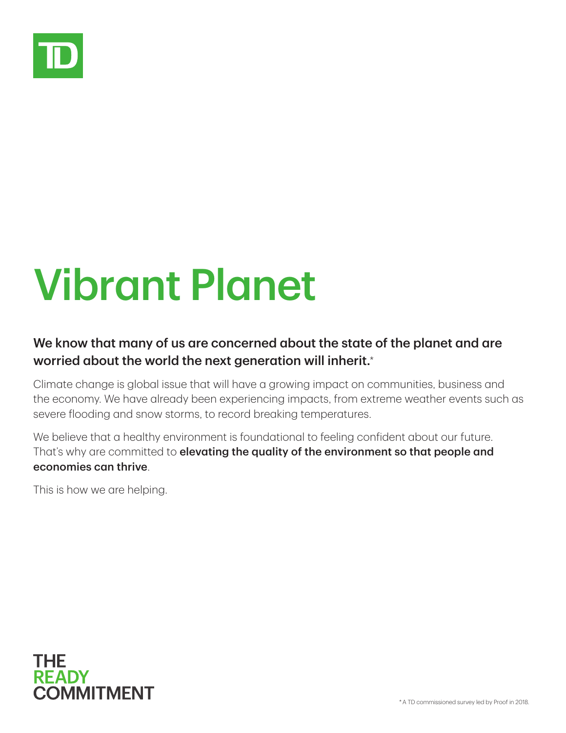# Vibrant Planet

**We know that many of us are concerned about the state of the planet and are worried about the world the next generation will inherit.***

Climate change is global issue that will have a growing impact on communities, business and the economy. We have already been experiencing impacts, from extreme weather events such as severe flooding and snow storms, to record breaking temperatures.

We believe that a healthy environment is foundational to feeling confident about our future. That's why are committed to **elevating the quality of the environment so that people and economies can thrive**.

This is how we are helping.

THE READY COMMITMENT

* A TD commissioned survey led by Proof in 2018.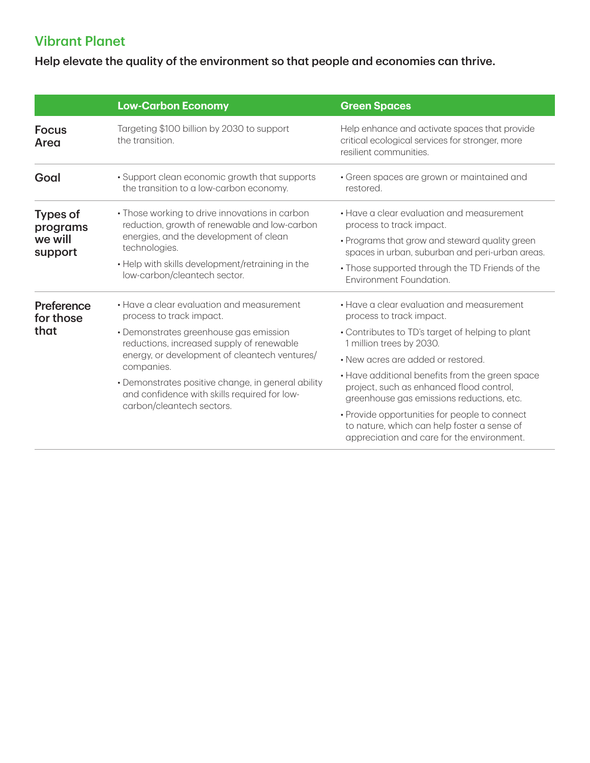## Vibrant Planet

**Help elevate the quality of the environment so that people and economies can thrive.**

| | Low-Carbon Economy | Green Spaces |
|---|---|---|
| **Focus Area** | Targeting $100 billion by 2030 to support the transition. | Help enhance and activate spaces that provide critical ecological services for stronger, more resilient communities. |
| **Goal** | • Support clean economic growth that supports the transition to a low-carbon economy. | • Green spaces are grown or maintained and restored. |
| **Types of programs we will support** | • Those working to drive innovations in carbon reduction, growth of renewable and low-carbon energies, and the development of clean technologies.<br>• Help with skills development/retraining in the low-carbon/cleantech sector. | • Have a clear evaluation and measurement process to track impact.<br>• Programs that grow and steward quality green spaces in urban, suburban and peri-urban areas.<br>• Those supported through the TD Friends of the Environment Foundation. |
| **Preference for those that** | • Have a clear evaluation and measurement process to track impact.<br>• Demonstrates greenhouse gas emission reductions, increased supply of renewable energy, or development of cleantech ventures/ companies.<br>• Demonstrates positive change, in general ability and confidence with skills required for low-carbon/cleantech sectors. | • Have a clear evaluation and measurement process to track impact.<br>• Contributes to TD's target of helping to plant 1 million trees by 2030.<br>• New acres are added or restored.<br>• Have additional benefits from the green space project, such as enhanced flood control, greenhouse gas emissions reductions, etc.<br>• Provide opportunities for people to connect to nature, which can help foster a sense of appreciation and care for the environment. |